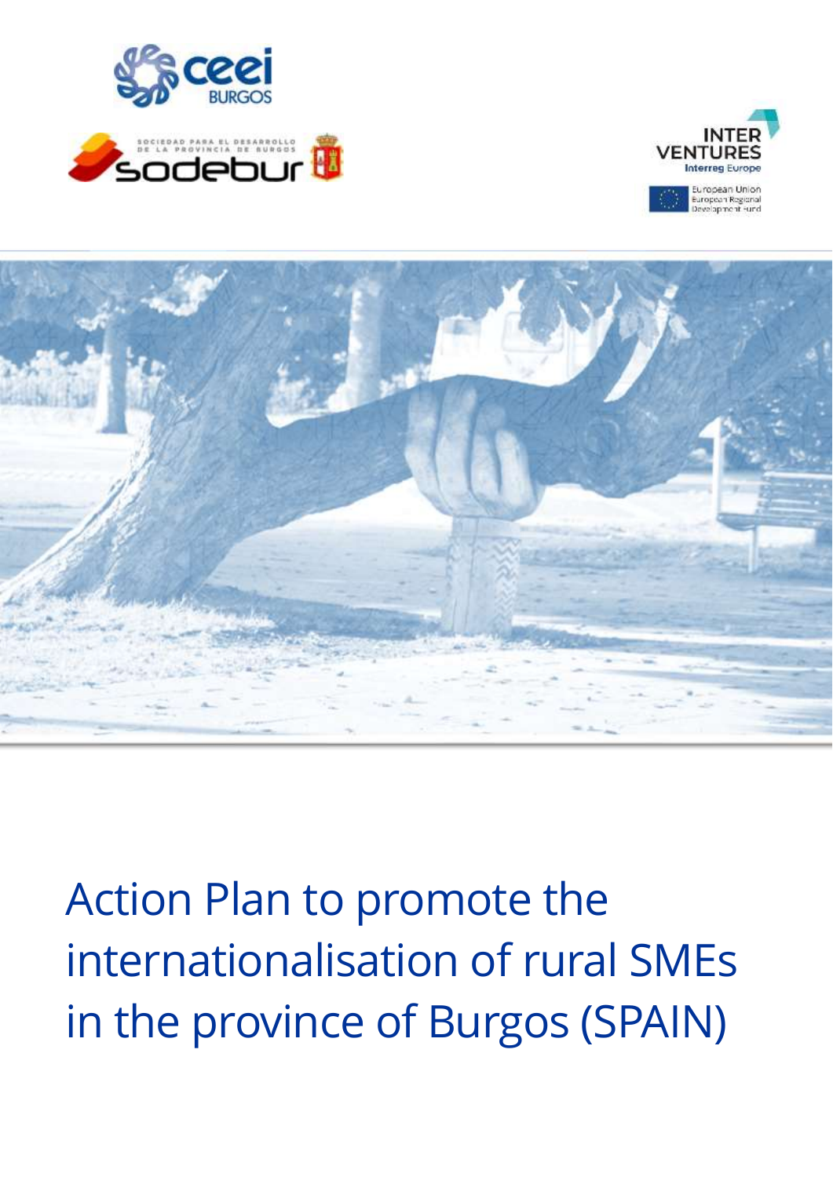# Action Plan to promote the internationalisation of rural SMEs in the province of Burgos (SPAIN)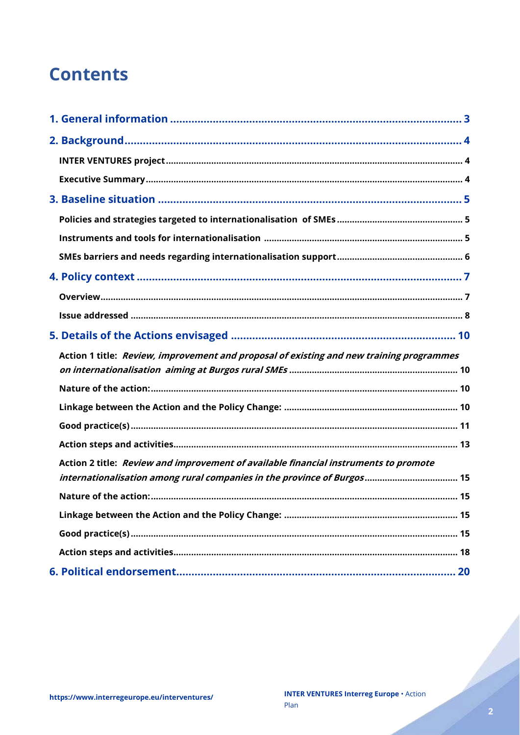# Contents

- **1. General information** .... 3
- **2. Background** .... 4
  - **INTER VENTURES project** .... 4
  - **Executive Summary** .... 4
- **3. Baseline situation** .... 5
  - **Policies and strategies targeted to internationalisation of SMEs** .... 5
  - **Instruments and tools for internationalisation** .... 5
  - **SMEs barriers and needs regarding internationalisation support** .... 6
- **4. Policy context** .... 7
  - **Overview** .... 7
  - **Issue addressed** .... 8
- **5. Details of the Actions envisaged** .... 10
  - **Action 1 title:** ***Review, improvement and proposal of existing and new training programmes on internationalisation aiming at Burgos rural SMEs*** .... 10
  - **Nature of the action:** .... 10
  - **Linkage between the Action and the Policy Change:** .... 10
  - **Good practice(s)** .... 11
  - **Action steps and activities** .... 13
  - **Action 2 title:** ***Review and improvement of available financial instruments to promote internationalisation among rural companies in the province of Burgos*** .... 15
  - **Nature of the action:** .... 15
  - **Linkage between the Action and the Policy Change:** .... 15
  - **Good practice(s)** .... 15
  - **Action steps and activities** .... 18
- **6. Political endorsement** .... 20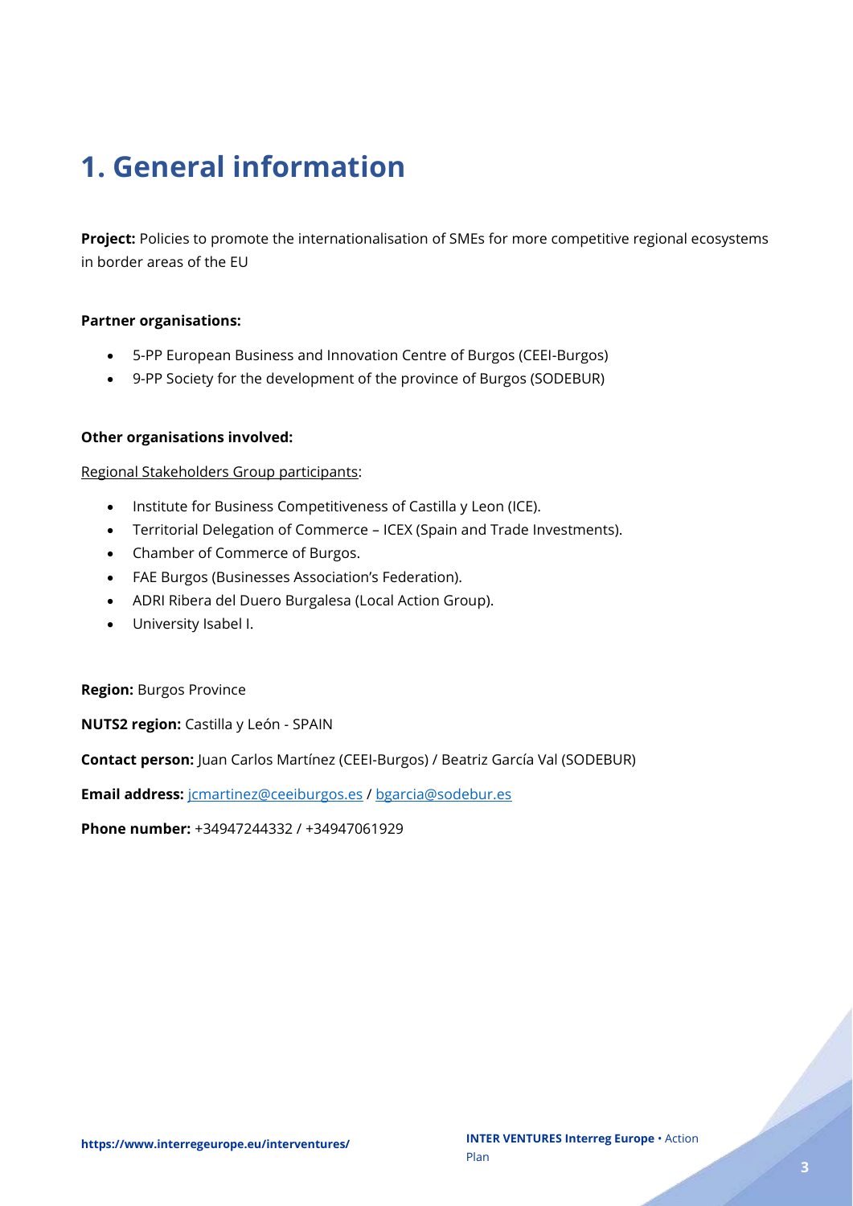# 1. General information

**Project:** Policies to promote the internationalisation of SMEs for more competitive regional ecosystems in border areas of the EU

**Partner organisations:**

- 5-PP European Business and Innovation Centre of Burgos (CEEI-Burgos)
- 9-PP Society for the development of the province of Burgos (SODEBUR)

**Other organisations involved:**

Regional Stakeholders Group participants:

- Institute for Business Competitiveness of Castilla y Leon (ICE).
- Territorial Delegation of Commerce – ICEX (Spain and Trade Investments).
- Chamber of Commerce of Burgos.
- FAE Burgos (Businesses Association's Federation).
- ADRI Ribera del Duero Burgalesa (Local Action Group).
- University Isabel I.

**Region:** Burgos Province

**NUTS2 region:** Castilla y León - SPAIN

**Contact person:** Juan Carlos Martínez (CEEI-Burgos) / Beatriz García Val (SODEBUR)

**Email address:** jcmartinez@ceeiburgos.es / bgarcia@sodebur.es

**Phone number:** +34947244332 / +34947061929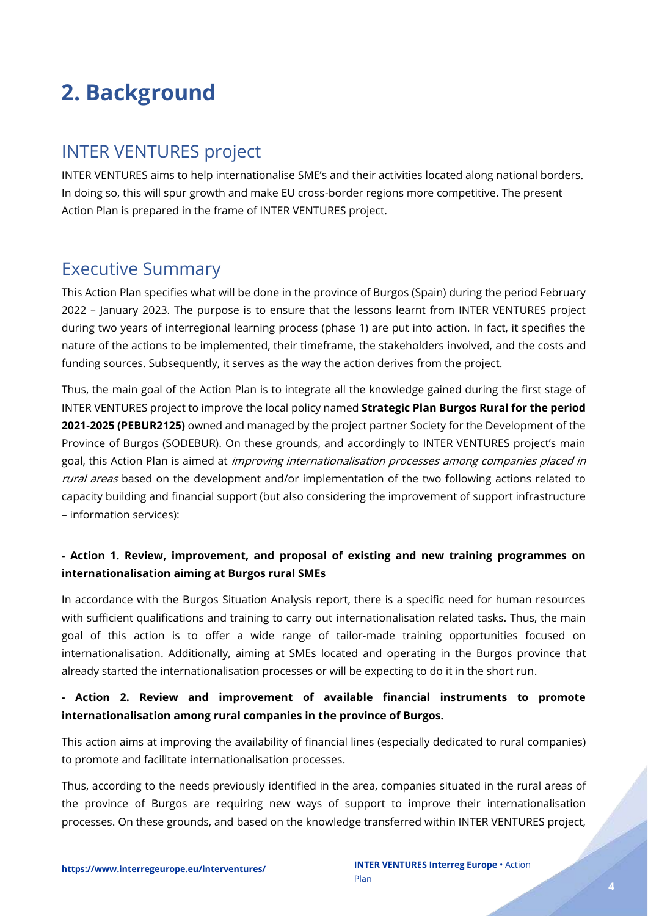# 2. Background

## INTER VENTURES project

INTER VENTURES aims to help internationalise SME's and their activities located along national borders. In doing so, this will spur growth and make EU cross-border regions more competitive. The present Action Plan is prepared in the frame of INTER VENTURES project.

## Executive Summary

This Action Plan specifies what will be done in the province of Burgos (Spain) during the period February 2022 – January 2023. The purpose is to ensure that the lessons learnt from INTER VENTURES project during two years of interregional learning process (phase 1) are put into action. In fact, it specifies the nature of the actions to be implemented, their timeframe, the stakeholders involved, and the costs and funding sources. Subsequently, it serves as the way the action derives from the project.

Thus, the main goal of the Action Plan is to integrate all the knowledge gained during the first stage of INTER VENTURES project to improve the local policy named **Strategic Plan Burgos Rural for the period 2021-2025 (PEBUR2125)** owned and managed by the project partner Society for the Development of the Province of Burgos (SODEBUR). On these grounds, and accordingly to INTER VENTURES project's main goal, this Action Plan is aimed at *improving internationalisation processes among companies placed in rural areas* based on the development and/or implementation of the two following actions related to capacity building and financial support (but also considering the improvement of support infrastructure – information services):

**- Action 1. Review, improvement, and proposal of existing and new training programmes on internationalisation aiming at Burgos rural SMEs**

In accordance with the Burgos Situation Analysis report, there is a specific need for human resources with sufficient qualifications and training to carry out internationalisation related tasks. Thus, the main goal of this action is to offer a wide range of tailor-made training opportunities focused on internationalisation. Additionally, aiming at SMEs located and operating in the Burgos province that already started the internationalisation processes or will be expecting to do it in the short run.

**- Action 2. Review and improvement of available financial instruments to promote internationalisation among rural companies in the province of Burgos.**

This action aims at improving the availability of financial lines (especially dedicated to rural companies) to promote and facilitate internationalisation processes.

Thus, according to the needs previously identified in the area, companies situated in the rural areas of the province of Burgos are requiring new ways of support to improve their internationalisation processes. On these grounds, and based on the knowledge transferred within INTER VENTURES project,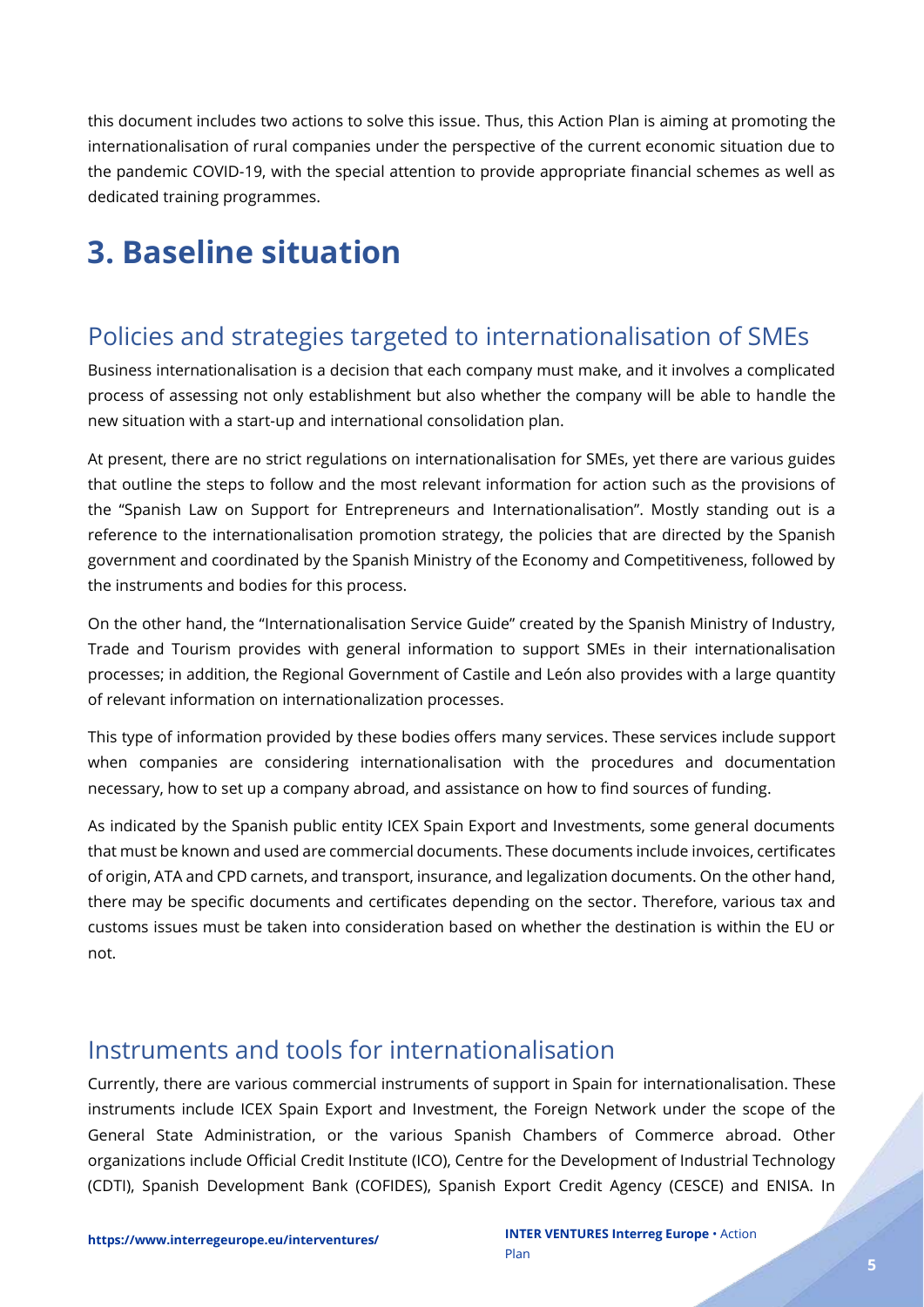this document includes two actions to solve this issue. Thus, this Action Plan is aiming at promoting the internationalisation of rural companies under the perspective of the current economic situation due to the pandemic COVID-19, with the special attention to provide appropriate financial schemes as well as dedicated training programmes.

# 3. Baseline situation

## Policies and strategies targeted to internationalisation of SMEs

Business internationalisation is a decision that each company must make, and it involves a complicated process of assessing not only establishment but also whether the company will be able to handle the new situation with a start-up and international consolidation plan.

At present, there are no strict regulations on internationalisation for SMEs, yet there are various guides that outline the steps to follow and the most relevant information for action such as the provisions of the "Spanish Law on Support for Entrepreneurs and Internationalisation". Mostly standing out is a reference to the internationalisation promotion strategy, the policies that are directed by the Spanish government and coordinated by the Spanish Ministry of the Economy and Competitiveness, followed by the instruments and bodies for this process.

On the other hand, the "Internationalisation Service Guide" created by the Spanish Ministry of Industry, Trade and Tourism provides with general information to support SMEs in their internationalisation processes; in addition, the Regional Government of Castile and León also provides with a large quantity of relevant information on internationalization processes.

This type of information provided by these bodies offers many services. These services include support when companies are considering internationalisation with the procedures and documentation necessary, how to set up a company abroad, and assistance on how to find sources of funding.

As indicated by the Spanish public entity ICEX Spain Export and Investments, some general documents that must be known and used are commercial documents. These documents include invoices, certificates of origin, ATA and CPD carnets, and transport, insurance, and legalization documents. On the other hand, there may be specific documents and certificates depending on the sector. Therefore, various tax and customs issues must be taken into consideration based on whether the destination is within the EU or not.

## Instruments and tools for internationalisation

Currently, there are various commercial instruments of support in Spain for internationalisation. These instruments include ICEX Spain Export and Investment, the Foreign Network under the scope of the General State Administration, or the various Spanish Chambers of Commerce abroad. Other organizations include Official Credit Institute (ICO), Centre for the Development of Industrial Technology (CDTI), Spanish Development Bank (COFIDES), Spanish Export Credit Agency (CESCE) and ENISA. In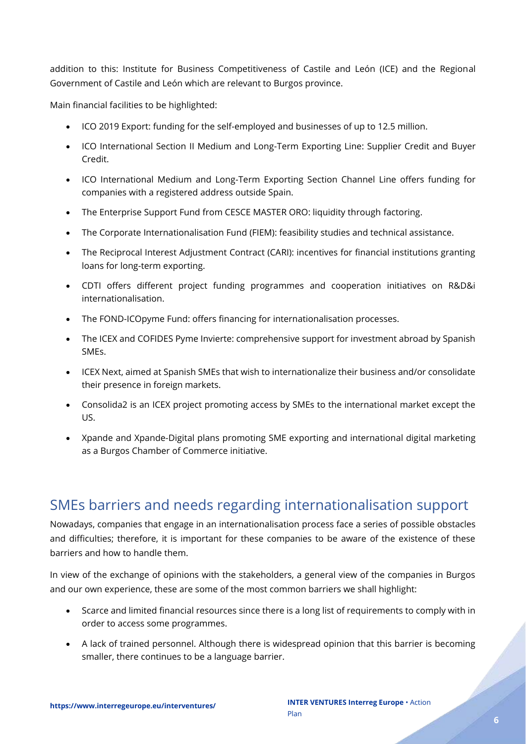addition to this: Institute for Business Competitiveness of Castile and León (ICE) and the Regional Government of Castile and León which are relevant to Burgos province.

Main financial facilities to be highlighted:

- ICO 2019 Export: funding for the self-employed and businesses of up to 12.5 million.
- ICO International Section II Medium and Long-Term Exporting Line: Supplier Credit and Buyer Credit.
- ICO International Medium and Long-Term Exporting Section Channel Line offers funding for companies with a registered address outside Spain.
- The Enterprise Support Fund from CESCE MASTER ORO: liquidity through factoring.
- The Corporate Internationalisation Fund (FIEM): feasibility studies and technical assistance.
- The Reciprocal Interest Adjustment Contract (CARI): incentives for financial institutions granting loans for long-term exporting.
- CDTI offers different project funding programmes and cooperation initiatives on R&D&i internationalisation.
- The FOND-ICOpyme Fund: offers financing for internationalisation processes.
- The ICEX and COFIDES Pyme Invierte: comprehensive support for investment abroad by Spanish SMEs.
- ICEX Next, aimed at Spanish SMEs that wish to internationalize their business and/or consolidate their presence in foreign markets.
- Consolida2 is an ICEX project promoting access by SMEs to the international market except the US.
- Xpande and Xpande-Digital plans promoting SME exporting and international digital marketing as a Burgos Chamber of Commerce initiative.

## SMEs barriers and needs regarding internationalisation support

Nowadays, companies that engage in an internationalisation process face a series of possible obstacles and difficulties; therefore, it is important for these companies to be aware of the existence of these barriers and how to handle them.

In view of the exchange of opinions with the stakeholders, a general view of the companies in Burgos and our own experience, these are some of the most common barriers we shall highlight:

- Scarce and limited financial resources since there is a long list of requirements to comply with in order to access some programmes.
- A lack of trained personnel. Although there is widespread opinion that this barrier is becoming smaller, there continues to be a language barrier.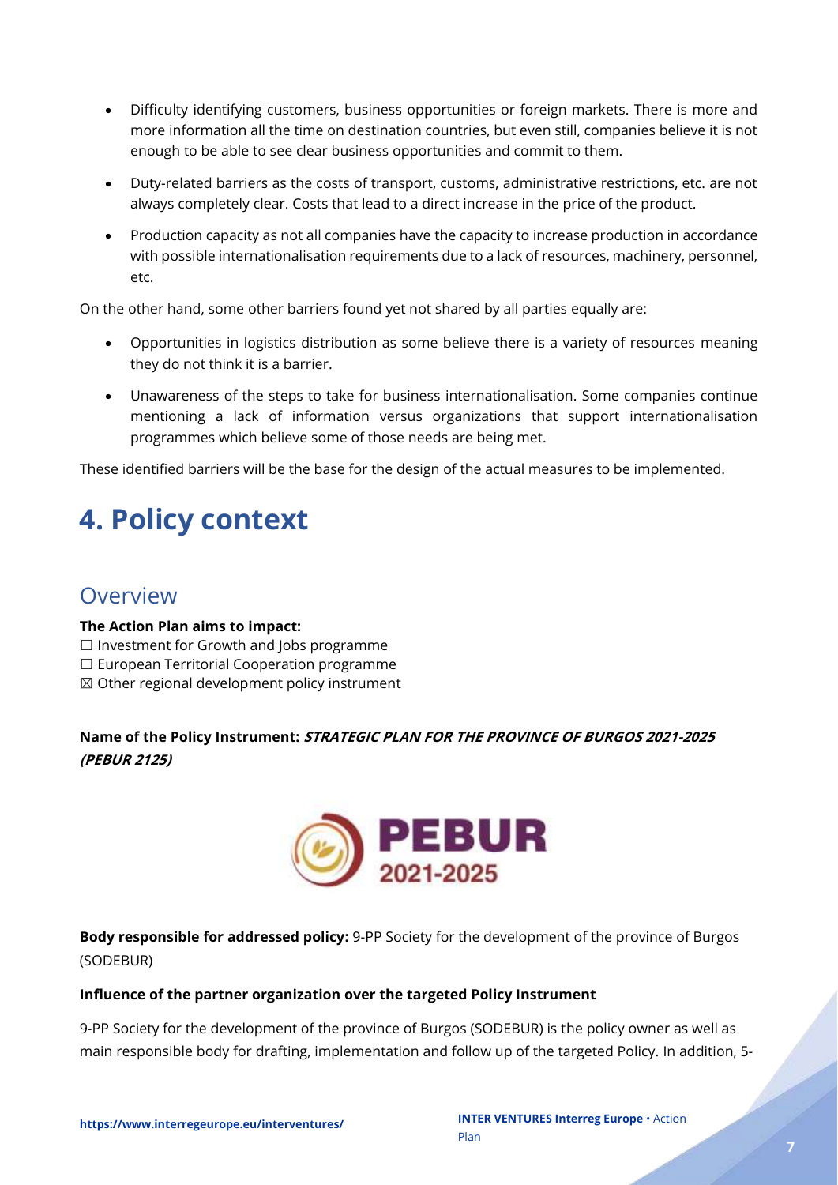- Difficulty identifying customers, business opportunities or foreign markets. There is more and more information all the time on destination countries, but even still, companies believe it is not enough to be able to see clear business opportunities and commit to them.

- Duty-related barriers as the costs of transport, customs, administrative restrictions, etc. are not always completely clear. Costs that lead to a direct increase in the price of the product.

- Production capacity as not all companies have the capacity to increase production in accordance with possible internationalisation requirements due to a lack of resources, machinery, personnel, etc.

On the other hand, some other barriers found yet not shared by all parties equally are:

- Opportunities in logistics distribution as some believe there is a variety of resources meaning they do not think it is a barrier.

- Unawareness of the steps to take for business internationalisation. Some companies continue mentioning a lack of information versus organizations that support internationalisation programmes which believe some of those needs are being met.

These identified barriers will be the base for the design of the actual measures to be implemented.

# 4. Policy context

## Overview

**The Action Plan aims to impact:**
☐ Investment for Growth and Jobs programme
☐ European Territorial Cooperation programme
☒ Other regional development policy instrument

**Name of the Policy Instrument:** ***STRATEGIC PLAN FOR THE PROVINCE OF BURGOS 2021-2025 (PEBUR 2125)***

PEBUR 2021-2025

**Body responsible for addressed policy:** 9-PP Society for the development of the province of Burgos (SODEBUR)

**Influence of the partner organization over the targeted Policy Instrument**

9-PP Society for the development of the province of Burgos (SODEBUR) is the policy owner as well as main responsible body for drafting, implementation and follow up of the targeted Policy. In addition, 5-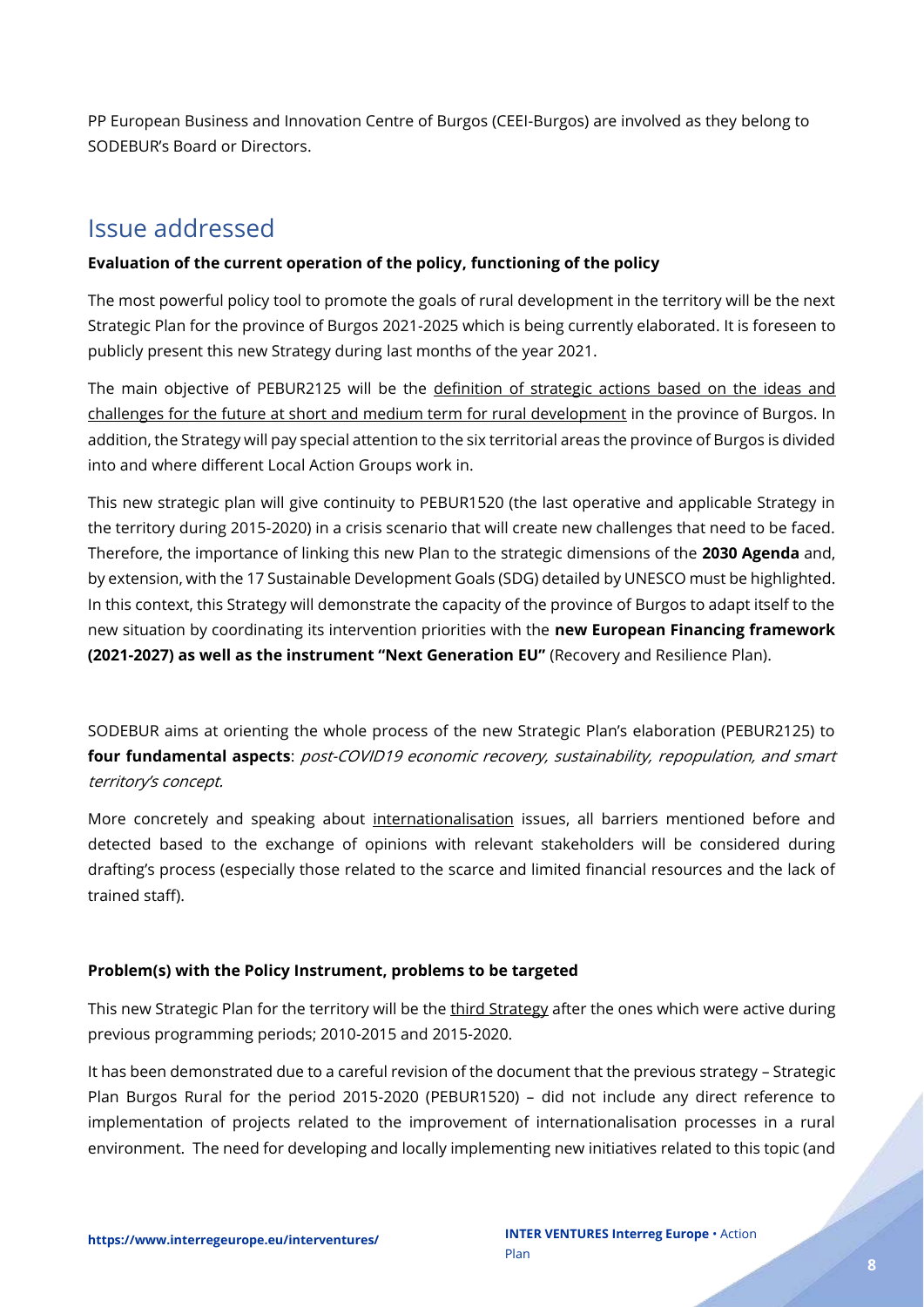PP European Business and Innovation Centre of Burgos (CEEI-Burgos) are involved as they belong to SODEBUR's Board or Directors.

## Issue addressed

**Evaluation of the current operation of the policy, functioning of the policy**

The most powerful policy tool to promote the goals of rural development in the territory will be the next Strategic Plan for the province of Burgos 2021-2025 which is being currently elaborated. It is foreseen to publicly present this new Strategy during last months of the year 2021.

The main objective of PEBUR2125 will be the definition of strategic actions based on the ideas and challenges for the future at short and medium term for rural development in the province of Burgos. In addition, the Strategy will pay special attention to the six territorial areas the province of Burgos is divided into and where different Local Action Groups work in.

This new strategic plan will give continuity to PEBUR1520 (the last operative and applicable Strategy in the territory during 2015-2020) in a crisis scenario that will create new challenges that need to be faced. Therefore, the importance of linking this new Plan to the strategic dimensions of the **2030 Agenda** and, by extension, with the 17 Sustainable Development Goals (SDG) detailed by UNESCO must be highlighted. In this context, this Strategy will demonstrate the capacity of the province of Burgos to adapt itself to the new situation by coordinating its intervention priorities with the **new European Financing framework (2021-2027) as well as the instrument "Next Generation EU"** (Recovery and Resilience Plan).

SODEBUR aims at orienting the whole process of the new Strategic Plan's elaboration (PEBUR2125) to **four fundamental aspects**: *post-COVID19 economic recovery, sustainability, repopulation, and smart territory's concept.*

More concretely and speaking about internationalisation issues, all barriers mentioned before and detected based to the exchange of opinions with relevant stakeholders will be considered during drafting's process (especially those related to the scarce and limited financial resources and the lack of trained staff).

**Problem(s) with the Policy Instrument, problems to be targeted**

This new Strategic Plan for the territory will be the third Strategy after the ones which were active during previous programming periods; 2010-2015 and 2015-2020.

It has been demonstrated due to a careful revision of the document that the previous strategy – Strategic Plan Burgos Rural for the period 2015-2020 (PEBUR1520) – did not include any direct reference to implementation of projects related to the improvement of internationalisation processes in a rural environment. The need for developing and locally implementing new initiatives related to this topic (and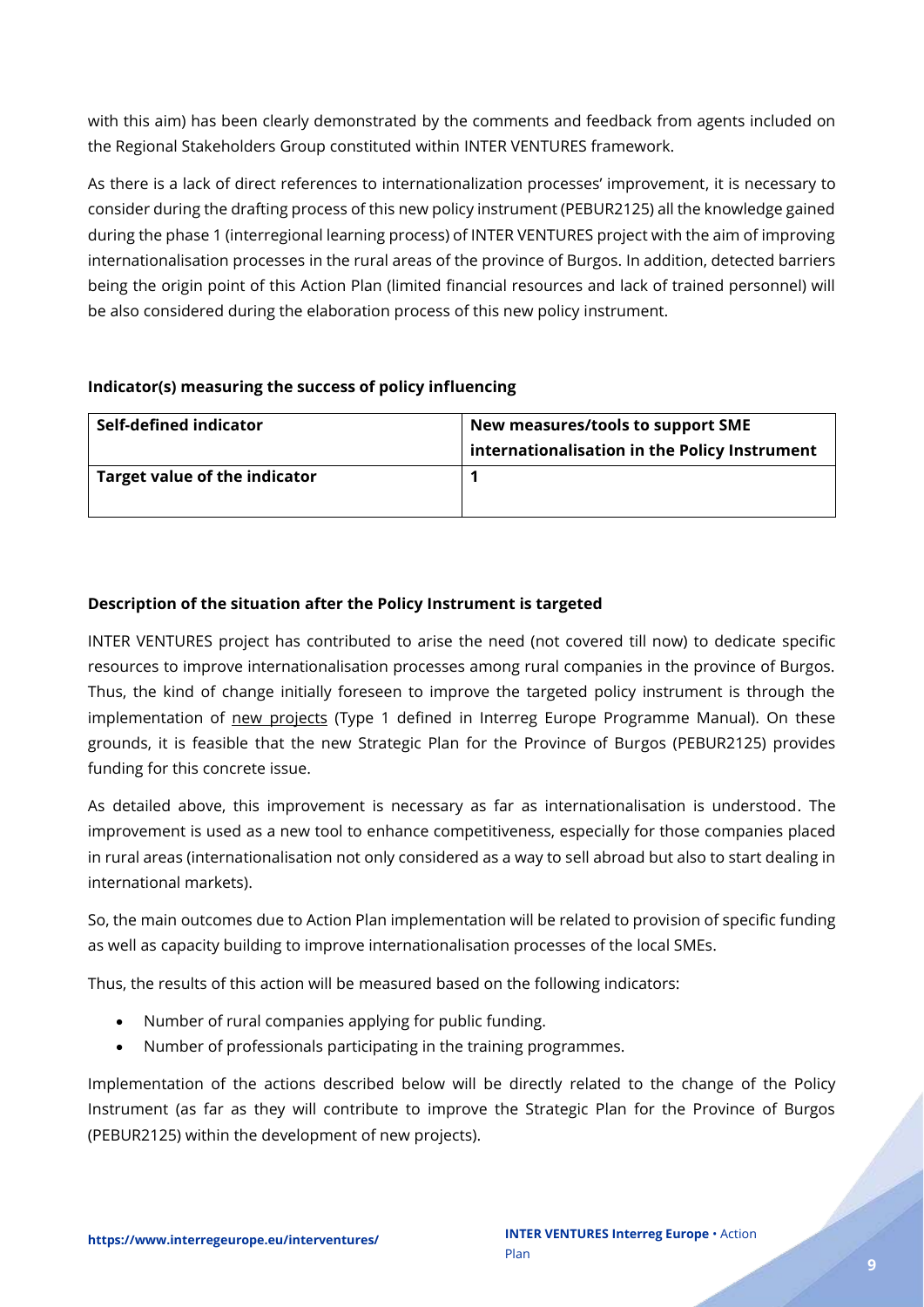with this aim) has been clearly demonstrated by the comments and feedback from agents included on the Regional Stakeholders Group constituted within INTER VENTURES framework.

As there is a lack of direct references to internationalization processes' improvement, it is necessary to consider during the drafting process of this new policy instrument (PEBUR2125) all the knowledge gained during the phase 1 (interregional learning process) of INTER VENTURES project with the aim of improving internationalisation processes in the rural areas of the province of Burgos. In addition, detected barriers being the origin point of this Action Plan (limited financial resources and lack of trained personnel) will be also considered during the elaboration process of this new policy instrument.

**Indicator(s) measuring the success of policy influencing**

| **Self-defined indicator** | **New measures/tools to support SME internationalisation in the Policy Instrument** |
|---|---|
| **Target value of the indicator** | **1** |

**Description of the situation after the Policy Instrument is targeted**

INTER VENTURES project has contributed to arise the need (not covered till now) to dedicate specific resources to improve internationalisation processes among rural companies in the province of Burgos. Thus, the kind of change initially foreseen to improve the targeted policy instrument is through the implementation of new projects (Type 1 defined in Interreg Europe Programme Manual). On these grounds, it is feasible that the new Strategic Plan for the Province of Burgos (PEBUR2125) provides funding for this concrete issue.

As detailed above, this improvement is necessary as far as internationalisation is understood. The improvement is used as a new tool to enhance competitiveness, especially for those companies placed in rural areas (internationalisation not only considered as a way to sell abroad but also to start dealing in international markets).

So, the main outcomes due to Action Plan implementation will be related to provision of specific funding as well as capacity building to improve internationalisation processes of the local SMEs.

Thus, the results of this action will be measured based on the following indicators:

- Number of rural companies applying for public funding.
- Number of professionals participating in the training programmes.

Implementation of the actions described below will be directly related to the change of the Policy Instrument (as far as they will contribute to improve the Strategic Plan for the Province of Burgos (PEBUR2125) within the development of new projects).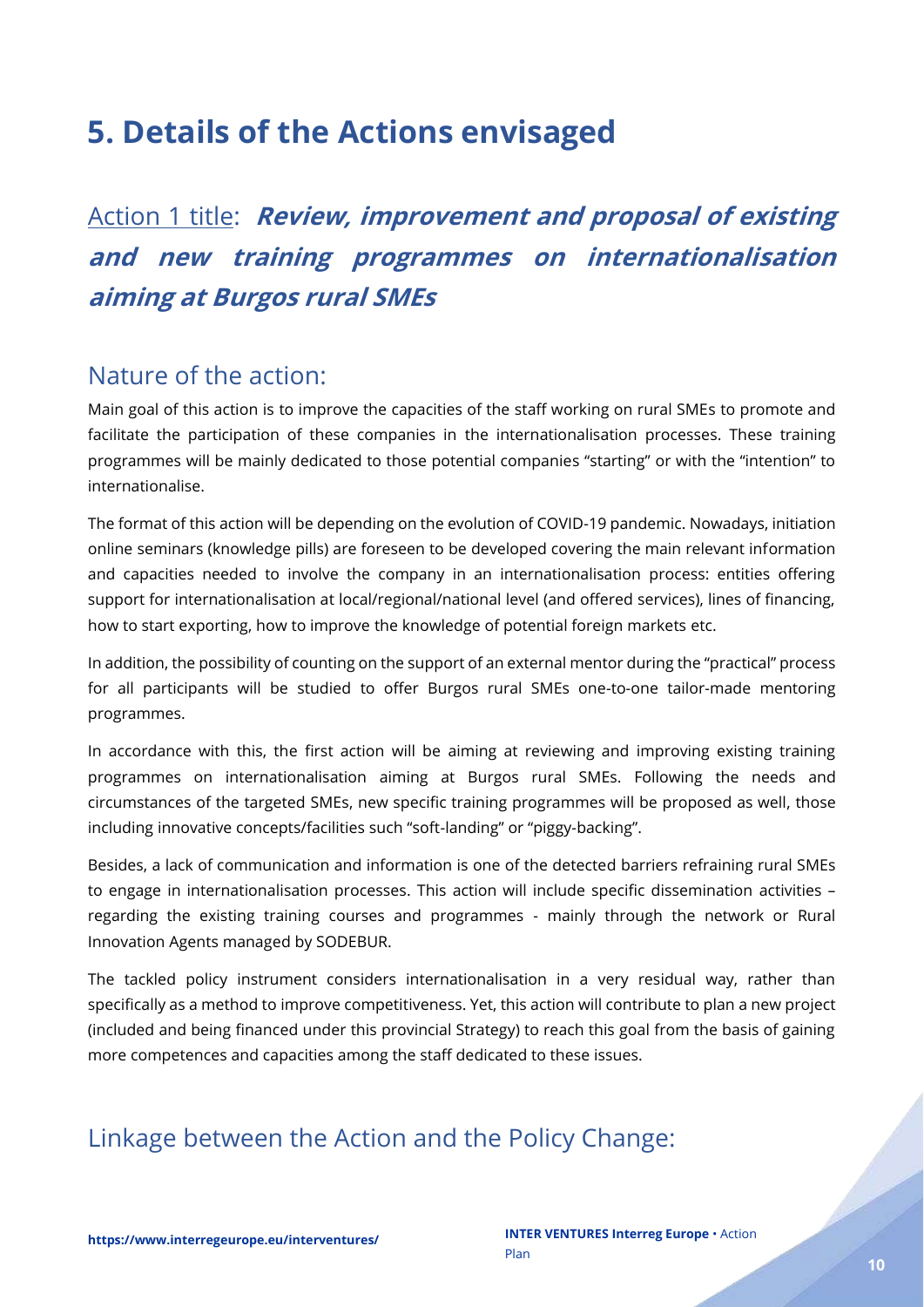# 5. Details of the Actions envisaged

## Action 1 title: ***Review, improvement and proposal of existing and new training programmes on internationalisation aiming at Burgos rural SMEs***

### Nature of the action:

Main goal of this action is to improve the capacities of the staff working on rural SMEs to promote and facilitate the participation of these companies in the internationalisation processes. These training programmes will be mainly dedicated to those potential companies "starting" or with the "intention" to internationalise.

The format of this action will be depending on the evolution of COVID-19 pandemic. Nowadays, initiation online seminars (knowledge pills) are foreseen to be developed covering the main relevant information and capacities needed to involve the company in an internationalisation process: entities offering support for internationalisation at local/regional/national level (and offered services), lines of financing, how to start exporting, how to improve the knowledge of potential foreign markets etc.

In addition, the possibility of counting on the support of an external mentor during the "practical" process for all participants will be studied to offer Burgos rural SMEs one-to-one tailor-made mentoring programmes.

In accordance with this, the first action will be aiming at reviewing and improving existing training programmes on internationalisation aiming at Burgos rural SMEs. Following the needs and circumstances of the targeted SMEs, new specific training programmes will be proposed as well, those including innovative concepts/facilities such "soft-landing" or "piggy-backing".

Besides, a lack of communication and information is one of the detected barriers refraining rural SMEs to engage in internationalisation processes. This action will include specific dissemination activities – regarding the existing training courses and programmes - mainly through the network or Rural Innovation Agents managed by SODEBUR.

The tackled policy instrument considers internationalisation in a very residual way, rather than specifically as a method to improve competitiveness. Yet, this action will contribute to plan a new project (included and being financed under this provincial Strategy) to reach this goal from the basis of gaining more competences and capacities among the staff dedicated to these issues.

### Linkage between the Action and the Policy Change: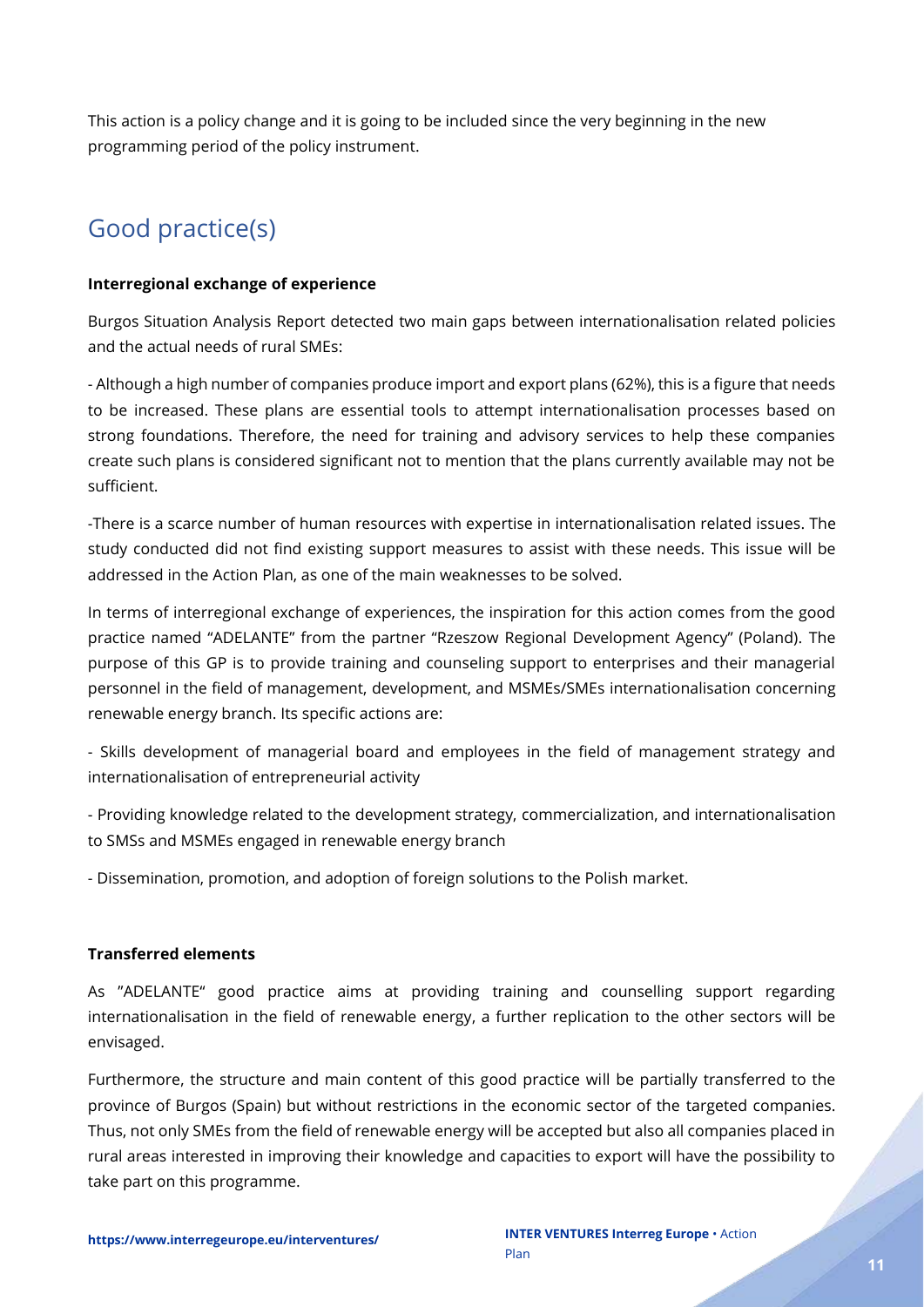This action is a policy change and it is going to be included since the very beginning in the new programming period of the policy instrument.

## Good practice(s)

**Interregional exchange of experience**

Burgos Situation Analysis Report detected two main gaps between internationalisation related policies and the actual needs of rural SMEs:

- Although a high number of companies produce import and export plans (62%), this is a figure that needs to be increased. These plans are essential tools to attempt internationalisation processes based on strong foundations. Therefore, the need for training and advisory services to help these companies create such plans is considered significant not to mention that the plans currently available may not be sufficient.

-There is a scarce number of human resources with expertise in internationalisation related issues. The study conducted did not find existing support measures to assist with these needs. This issue will be addressed in the Action Plan, as one of the main weaknesses to be solved.

In terms of interregional exchange of experiences, the inspiration for this action comes from the good practice named "ADELANTE" from the partner "Rzeszow Regional Development Agency" (Poland). The purpose of this GP is to provide training and counseling support to enterprises and their managerial personnel in the field of management, development, and MSMEs/SMEs internationalisation concerning renewable energy branch. Its specific actions are:

- Skills development of managerial board and employees in the field of management strategy and internationalisation of entrepreneurial activity

- Providing knowledge related to the development strategy, commercialization, and internationalisation to SMSs and MSMEs engaged in renewable energy branch

- Dissemination, promotion, and adoption of foreign solutions to the Polish market.

**Transferred elements**

As "ADELANTE" good practice aims at providing training and counselling support regarding internationalisation in the field of renewable energy, a further replication to the other sectors will be envisaged.

Furthermore, the structure and main content of this good practice will be partially transferred to the province of Burgos (Spain) but without restrictions in the economic sector of the targeted companies. Thus, not only SMEs from the field of renewable energy will be accepted but also all companies placed in rural areas interested in improving their knowledge and capacities to export will have the possibility to take part on this programme.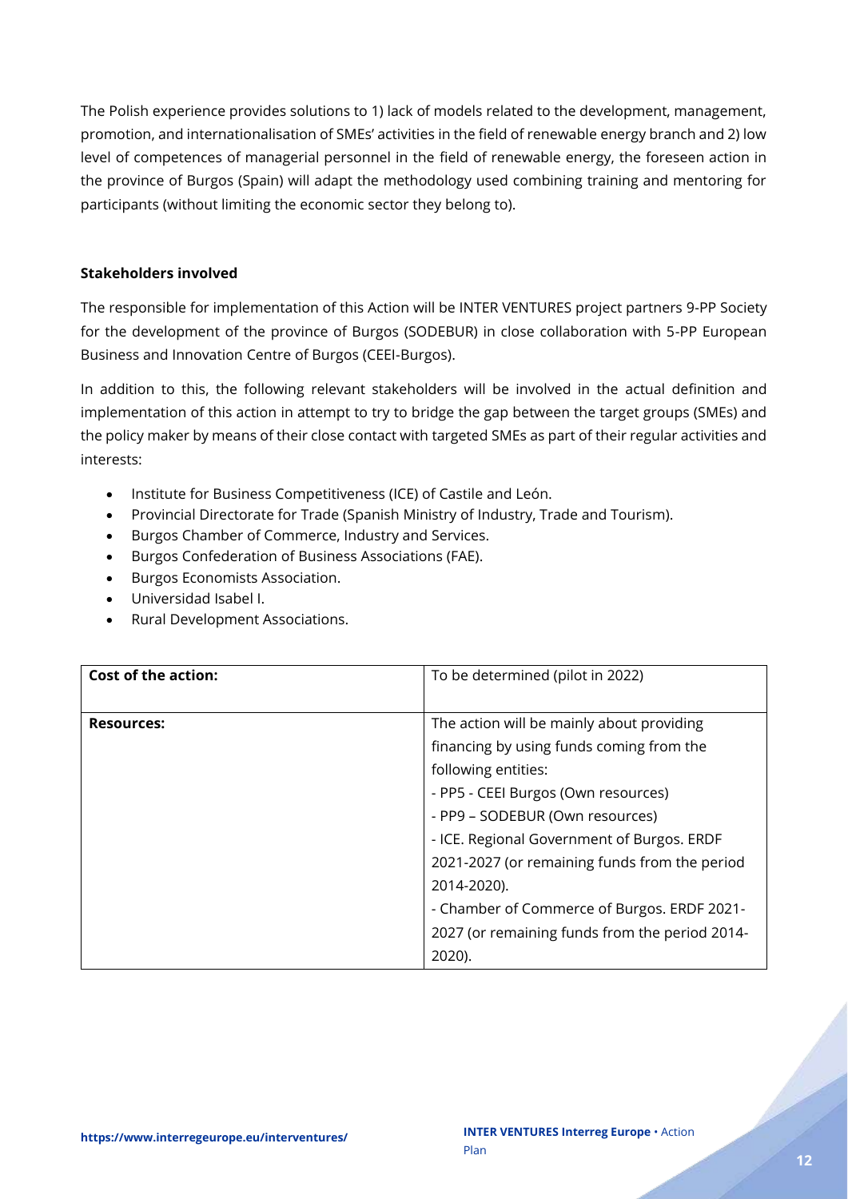The Polish experience provides solutions to 1) lack of models related to the development, management, promotion, and internationalisation of SMEs' activities in the field of renewable energy branch and 2) low level of competences of managerial personnel in the field of renewable energy, the foreseen action in the province of Burgos (Spain) will adapt the methodology used combining training and mentoring for participants (without limiting the economic sector they belong to).

**Stakeholders involved**

The responsible for implementation of this Action will be INTER VENTURES project partners 9-PP Society for the development of the province of Burgos (SODEBUR) in close collaboration with 5-PP European Business and Innovation Centre of Burgos (CEEI-Burgos).

In addition to this, the following relevant stakeholders will be involved in the actual definition and implementation of this action in attempt to try to bridge the gap between the target groups (SMEs) and the policy maker by means of their close contact with targeted SMEs as part of their regular activities and interests:

- Institute for Business Competitiveness (ICE) of Castile and León.
- Provincial Directorate for Trade (Spanish Ministry of Industry, Trade and Tourism).
- Burgos Chamber of Commerce, Industry and Services.
- Burgos Confederation of Business Associations (FAE).
- Burgos Economists Association.
- Universidad Isabel I.
- Rural Development Associations.

| **Cost of the action:** | To be determined (pilot in 2022) |
|---|---|
| **Resources:** | The action will be mainly about providing financing by using funds coming from the following entities:<br>- PP5 - CEEI Burgos (Own resources)<br>- PP9 – SODEBUR (Own resources)<br>- ICE. Regional Government of Burgos. ERDF 2021-2027 (or remaining funds from the period 2014-2020).<br>- Chamber of Commerce of Burgos. ERDF 2021-2027 (or remaining funds from the period 2014-2020). |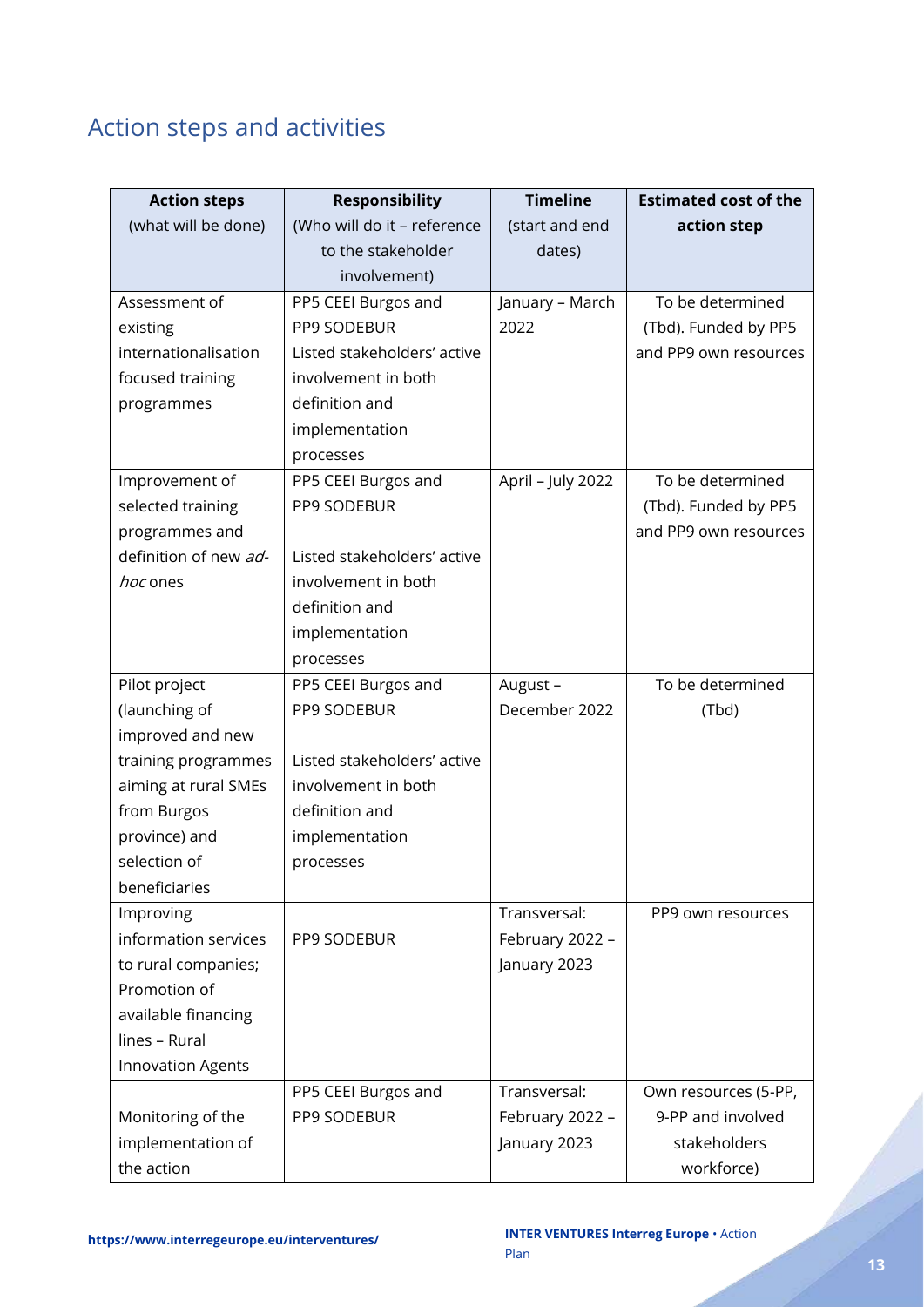## Action steps and activities

| **Action steps** (what will be done) | **Responsibility** (Who will do it – reference to the stakeholder involvement) | **Timeline** (start and end dates) | **Estimated cost of the action step** |
|---|---|---|---|
| Assessment of existing internationalisation focused training programmes | PP5 CEEI Burgos and PP9 SODEBUR Listed stakeholders' active involvement in both definition and implementation processes | January – March 2022 | To be determined (Tbd). Funded by PP5 and PP9 own resources |
| Improvement of selected training programmes and definition of new *ad-hoc* ones | PP5 CEEI Burgos and PP9 SODEBUR<br><br>Listed stakeholders' active involvement in both definition and implementation processes | April – July 2022 | To be determined (Tbd). Funded by PP5 and PP9 own resources |
| Pilot project (launching of improved and new training programmes aiming at rural SMEs from Burgos province) and selection of beneficiaries | PP5 CEEI Burgos and PP9 SODEBUR<br><br>Listed stakeholders' active involvement in both definition and implementation processes | August – December 2022 | To be determined (Tbd) |
| Improving information services to rural companies; Promotion of available financing lines – Rural Innovation Agents | PP9 SODEBUR | Transversal: February 2022 – January 2023 | PP9 own resources |
| Monitoring of the implementation of the action | PP5 CEEI Burgos and PP9 SODEBUR | Transversal: February 2022 – January 2023 | Own resources (5-PP, 9-PP and involved stakeholders workforce) |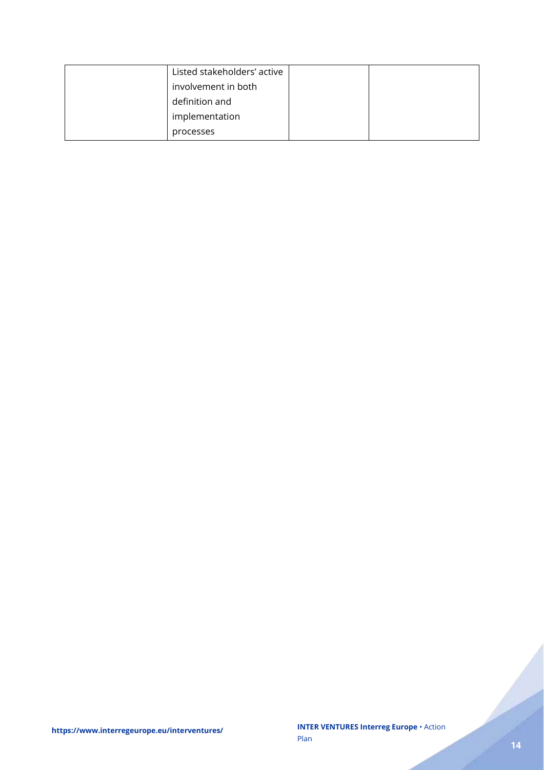| | | | |
|---|---|---|---|
| | Listed stakeholders' active involvement in both definition and implementation processes | | |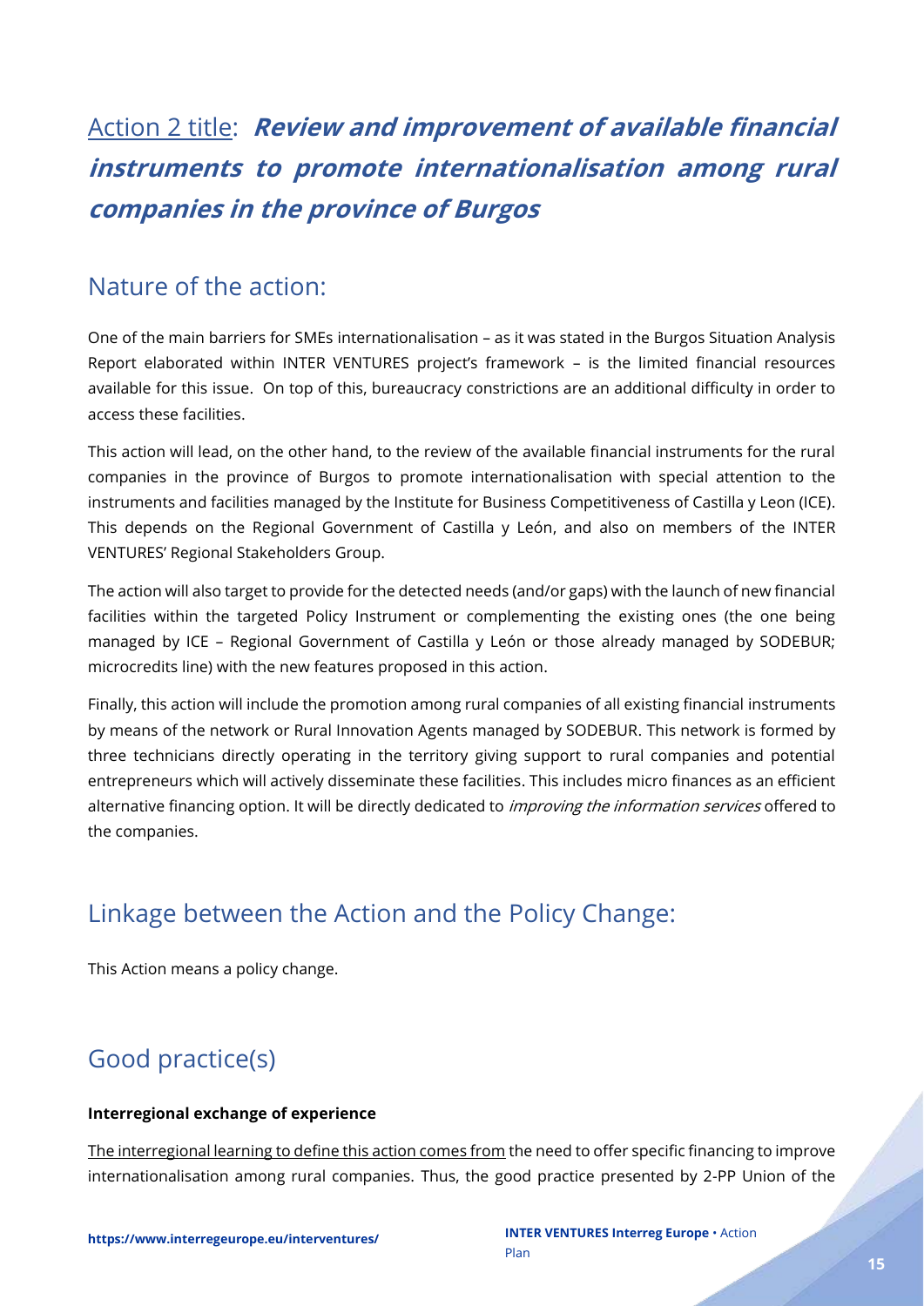# Action 2 title: ***Review and improvement of available financial instruments to promote internationalisation among rural companies in the province of Burgos***

## Nature of the action:

One of the main barriers for SMEs internationalisation – as it was stated in the Burgos Situation Analysis Report elaborated within INTER VENTURES project's framework – is the limited financial resources available for this issue. On top of this, bureaucracy constrictions are an additional difficulty in order to access these facilities.

This action will lead, on the other hand, to the review of the available financial instruments for the rural companies in the province of Burgos to promote internationalisation with special attention to the instruments and facilities managed by the Institute for Business Competitiveness of Castilla y Leon (ICE). This depends on the Regional Government of Castilla y León, and also on members of the INTER VENTURES' Regional Stakeholders Group.

The action will also target to provide for the detected needs (and/or gaps) with the launch of new financial facilities within the targeted Policy Instrument or complementing the existing ones (the one being managed by ICE – Regional Government of Castilla y León or those already managed by SODEBUR; microcredits line) with the new features proposed in this action.

Finally, this action will include the promotion among rural companies of all existing financial instruments by means of the network or Rural Innovation Agents managed by SODEBUR. This network is formed by three technicians directly operating in the territory giving support to rural companies and potential entrepreneurs which will actively disseminate these facilities. This includes micro finances as an efficient alternative financing option. It will be directly dedicated to *improving the information services* offered to the companies.

## Linkage between the Action and the Policy Change:

This Action means a policy change.

## Good practice(s)

**Interregional exchange of experience**

The interregional learning to define this action comes from the need to offer specific financing to improve internationalisation among rural companies. Thus, the good practice presented by 2-PP Union of the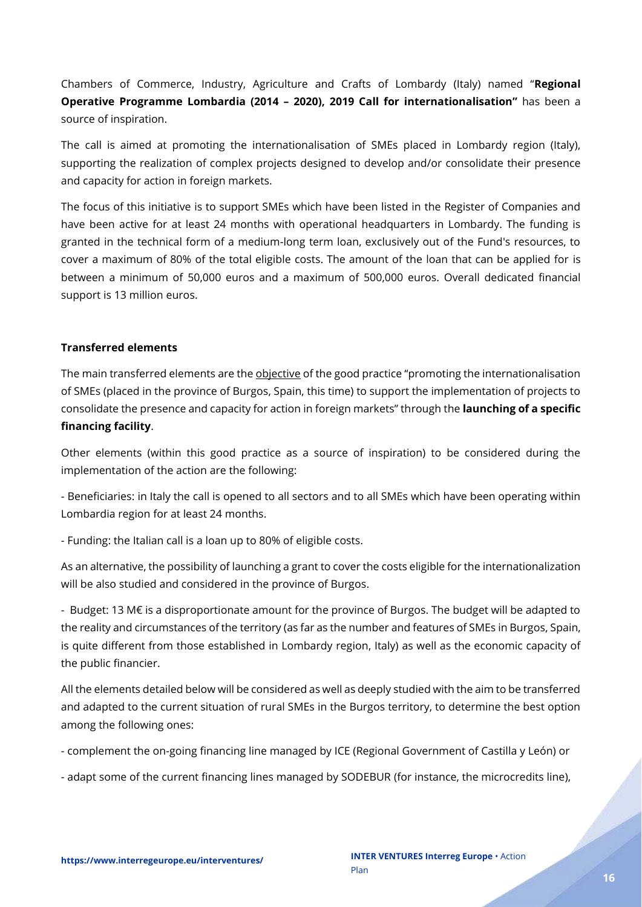Chambers of Commerce, Industry, Agriculture and Crafts of Lombardy (Italy) named "**Regional Operative Programme Lombardia (2014 – 2020), 2019 Call for internationalisation"** has been a source of inspiration.

The call is aimed at promoting the internationalisation of SMEs placed in Lombardy region (Italy), supporting the realization of complex projects designed to develop and/or consolidate their presence and capacity for action in foreign markets.

The focus of this initiative is to support SMEs which have been listed in the Register of Companies and have been active for at least 24 months with operational headquarters in Lombardy. The funding is granted in the technical form of a medium-long term loan, exclusively out of the Fund's resources, to cover a maximum of 80% of the total eligible costs. The amount of the loan that can be applied for is between a minimum of 50,000 euros and a maximum of 500,000 euros. Overall dedicated financial support is 13 million euros.

**Transferred elements**

The main transferred elements are the objective of the good practice "promoting the internationalisation of SMEs (placed in the province of Burgos, Spain, this time) to support the implementation of projects to consolidate the presence and capacity for action in foreign markets" through the **launching of a specific financing facility**.

Other elements (within this good practice as a source of inspiration) to be considered during the implementation of the action are the following:

- Beneficiaries: in Italy the call is opened to all sectors and to all SMEs which have been operating within Lombardia region for at least 24 months.

- Funding: the Italian call is a loan up to 80% of eligible costs.

As an alternative, the possibility of launching a grant to cover the costs eligible for the internationalization will be also studied and considered in the province of Burgos.

- Budget: 13 M€ is a disproportionate amount for the province of Burgos. The budget will be adapted to the reality and circumstances of the territory (as far as the number and features of SMEs in Burgos, Spain, is quite different from those established in Lombardy region, Italy) as well as the economic capacity of the public financier.

All the elements detailed below will be considered as well as deeply studied with the aim to be transferred and adapted to the current situation of rural SMEs in the Burgos territory, to determine the best option among the following ones:

- complement the on-going financing line managed by ICE (Regional Government of Castilla y León) or

- adapt some of the current financing lines managed by SODEBUR (for instance, the microcredits line),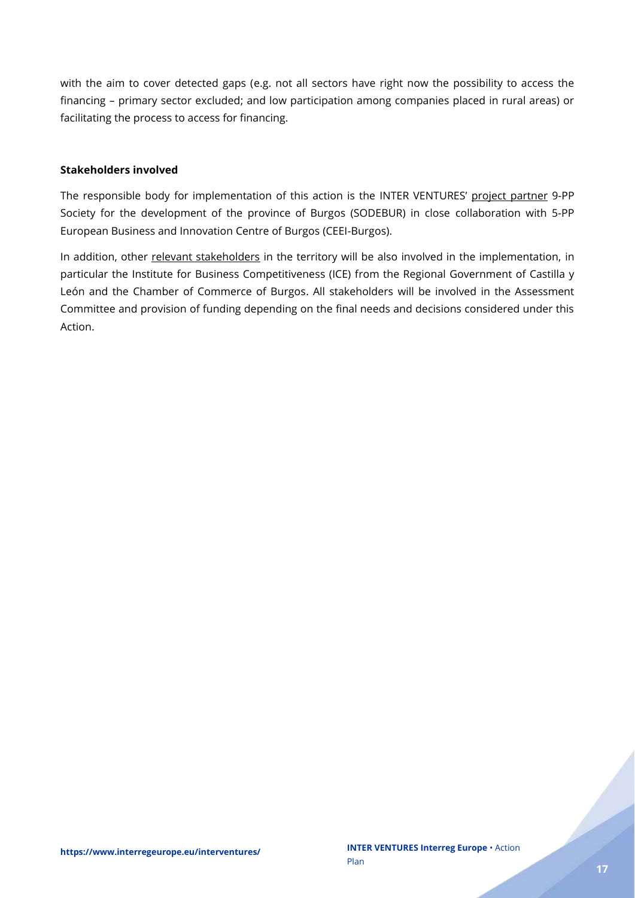with the aim to cover detected gaps (e.g. not all sectors have right now the possibility to access the financing – primary sector excluded; and low participation among companies placed in rural areas) or facilitating the process to access for financing.

**Stakeholders involved**

The responsible body for implementation of this action is the INTER VENTURES' project partner 9-PP Society for the development of the province of Burgos (SODEBUR) in close collaboration with 5-PP European Business and Innovation Centre of Burgos (CEEI-Burgos).

In addition, other relevant stakeholders in the territory will be also involved in the implementation, in particular the Institute for Business Competitiveness (ICE) from the Regional Government of Castilla y León and the Chamber of Commerce of Burgos. All stakeholders will be involved in the Assessment Committee and provision of funding depending on the final needs and decisions considered under this Action.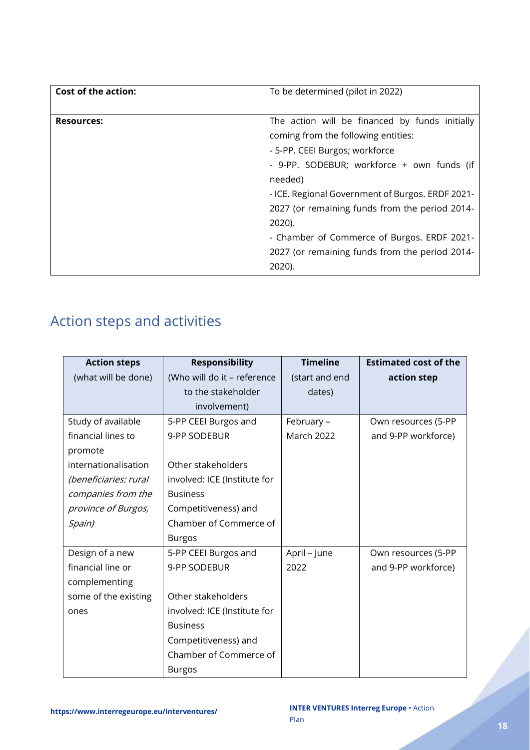| **Cost of the action:** | To be determined (pilot in 2022) |
|---|---|
| **Resources:** | The action will be financed by funds initially coming from the following entities:<br>- 5-PP. CEEI Burgos; workforce<br>- 9-PP. SODEBUR; workforce + own funds (if needed)<br>- ICE. Regional Government of Burgos. ERDF 2021-2027 (or remaining funds from the period 2014-2020).<br>- Chamber of Commerce of Burgos. ERDF 2021-2027 (or remaining funds from the period 2014-2020). |

## Action steps and activities

| **Action steps** (what will be done) | **Responsibility** (Who will do it – reference to the stakeholder involvement) | **Timeline** (start and end dates) | **Estimated cost of the action step** |
|---|---|---|---|
| Study of available financial lines to promote internationalisation *(beneficiaries: rural companies from the province of Burgos, Spain)* | 5-PP CEEI Burgos and 9-PP SODEBUR<br><br>Other stakeholders involved: ICE (Institute for Business Competitiveness) and Chamber of Commerce of Burgos | February – March 2022 | Own resources (5-PP and 9-PP workforce) |
| Design of a new financial line or complementing some of the existing ones | 5-PP CEEI Burgos and 9-PP SODEBUR<br><br>Other stakeholders involved: ICE (Institute for Business Competitiveness) and Chamber of Commerce of Burgos | April – June 2022 | Own resources (5-PP and 9-PP workforce) |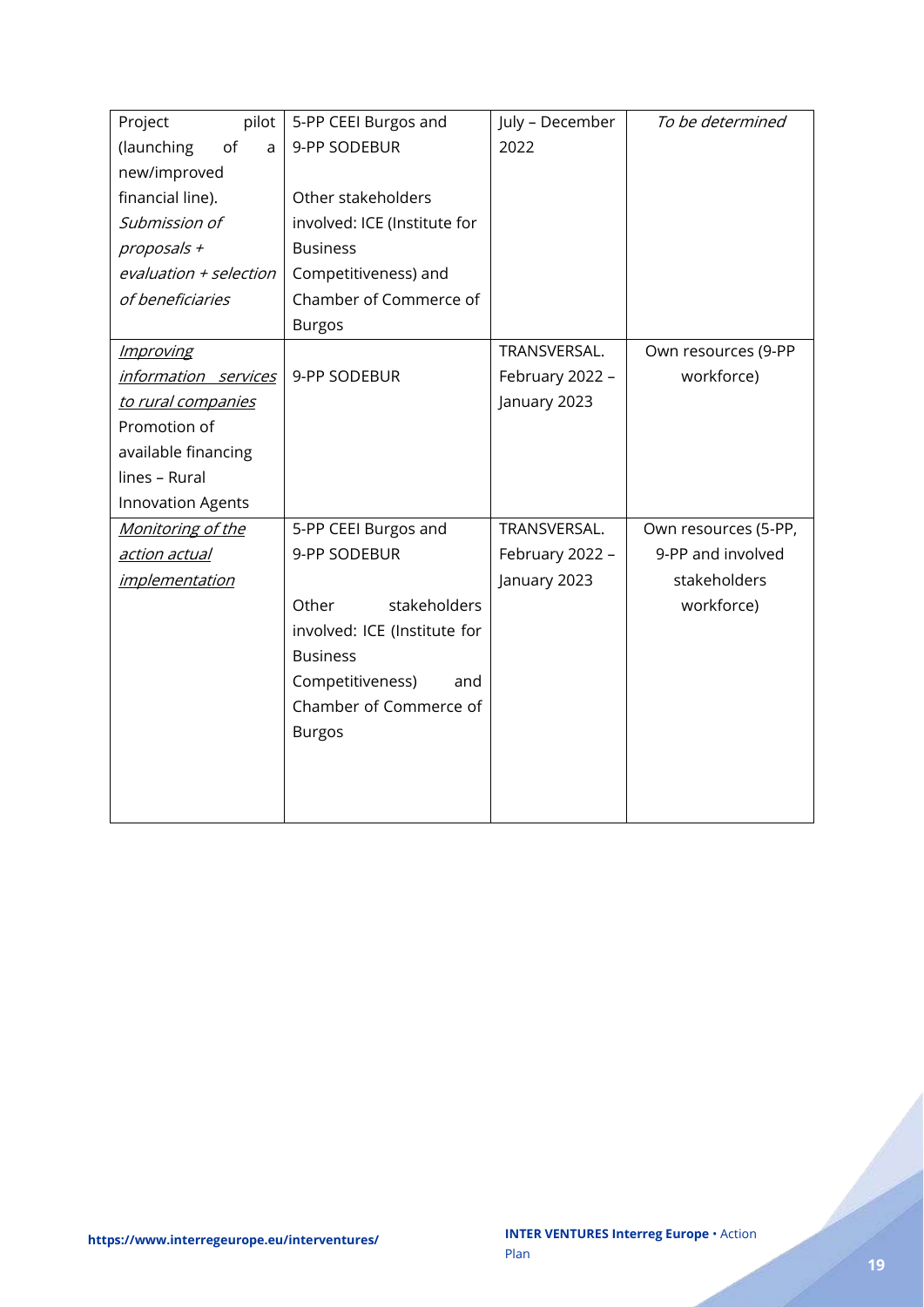| | | | |
|---|---|---|---|
| Project pilot (launching of a new/improved financial line). *Submission of proposals + evaluation + selection of beneficiaries* | 5-PP CEEI Burgos and 9-PP SODEBUR<br><br>Other stakeholders involved: ICE (Institute for Business Competitiveness) and Chamber of Commerce of Burgos | July – December 2022 | *To be determined* |
| *Improving information services to rural companies* Promotion of available financing lines – Rural Innovation Agents | 9-PP SODEBUR | TRANSVERSAL. February 2022 – January 2023 | Own resources (9-PP workforce) |
| *Monitoring of the action actual implementation* | 5-PP CEEI Burgos and 9-PP SODEBUR<br><br>Other stakeholders involved: ICE (Institute for Business Competitiveness) and Chamber of Commerce of Burgos | TRANSVERSAL. February 2022 – January 2023 | Own resources (5-PP, 9-PP and involved stakeholders workforce) |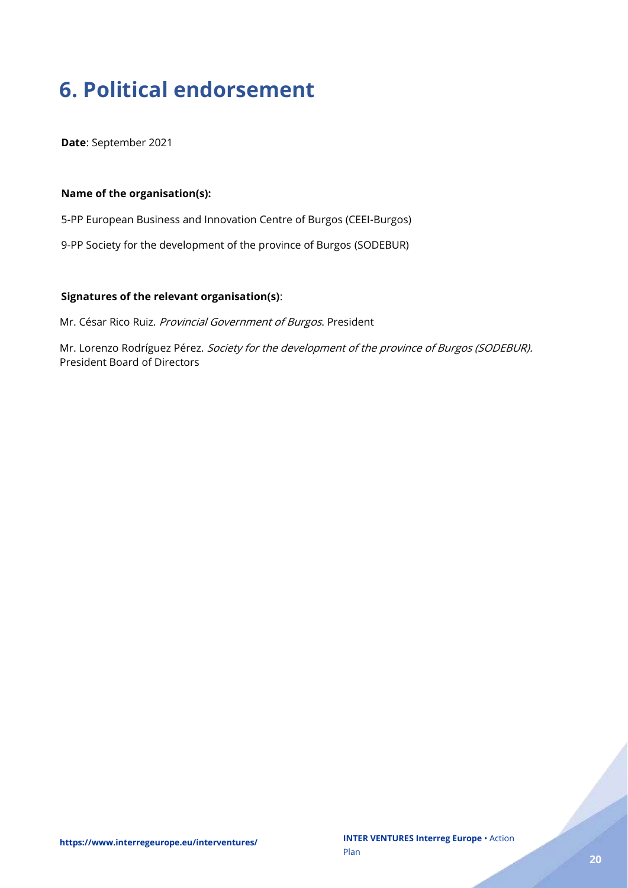# 6. Political endorsement

**Date**: September 2021

**Name of the organisation(s):**

5-PP European Business and Innovation Centre of Burgos (CEEI-Burgos)

9-PP Society for the development of the province of Burgos (SODEBUR)

**Signatures of the relevant organisation(s)**:

Mr. César Rico Ruiz. *Provincial Government of Burgos*. President

Mr. Lorenzo Rodríguez Pérez. *Society for the development of the province of Burgos (SODEBUR).* President Board of Directors